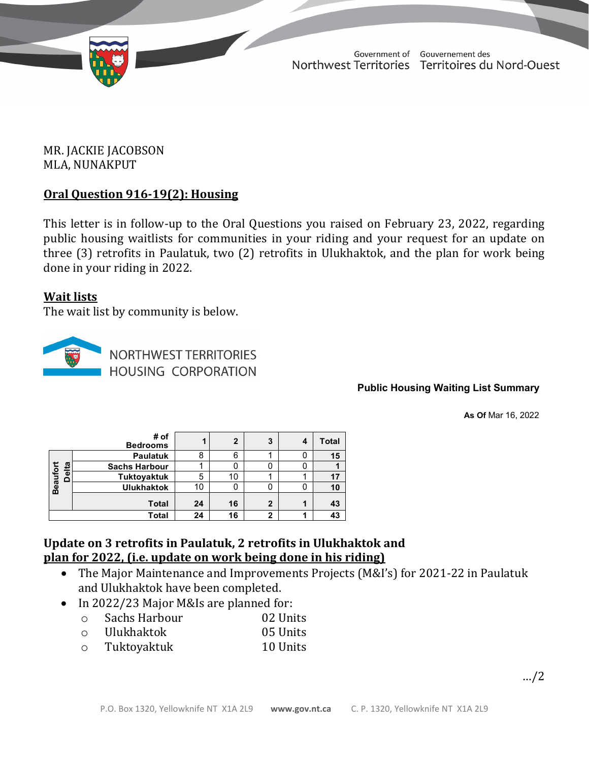Government of Northwest Territories Gouvernement des Territoires du Nord-Ouest

MR. JACKIE JACOBSON
MLA, NUNAKPUT

**Oral Question 916-19(2): Housing**

This letter is in follow-up to the Oral Questions you raised on February 23, 2022, regarding public housing waitlists for communities in your riding and your request for an update on three (3) retrofits in Paulatuk, two (2) retrofits in Ulukhaktok, and the plan for work being done in your riding in 2022.

**Wait lists**

The wait list by community is below.

NORTHWEST TERRITORIES HOUSING CORPORATION

**Public Housing Waiting List Summary**

**As Of** Mar 16, 2022

| | # of Bedrooms | 1 | 2 | 3 | 4 | Total |
|---|---|---|---|---|---|---|
| Beaufort Delta | Paulatuk | 8 | 6 | 1 | 0 | **15** |
| | Sachs Harbour | 1 | 0 | 0 | 0 | **1** |
| | Tuktoyaktuk | 5 | 10 | 1 | 1 | **17** |
| | Ulukhaktok | 10 | 0 | 0 | 0 | **10** |
| | **Total** | **24** | **16** | **2** | **1** | **43** |
| **Total** | | **24** | **16** | **2** | **1** | **43** |

**Update on 3 retrofits in Paulatuk, 2 retrofits in Ulukhaktok and plan for 2022, (i.e. update on work being done in his riding)**

- The Major Maintenance and Improvements Projects (M&I's) for 2021-22 in Paulatuk and Ulukhaktok have been completed.
- In 2022/23 Major M&Is are planned for:
  - Sachs Harbour 02 Units
  - Ulukhaktok 05 Units
  - Tuktoyaktuk 10 Units

…/2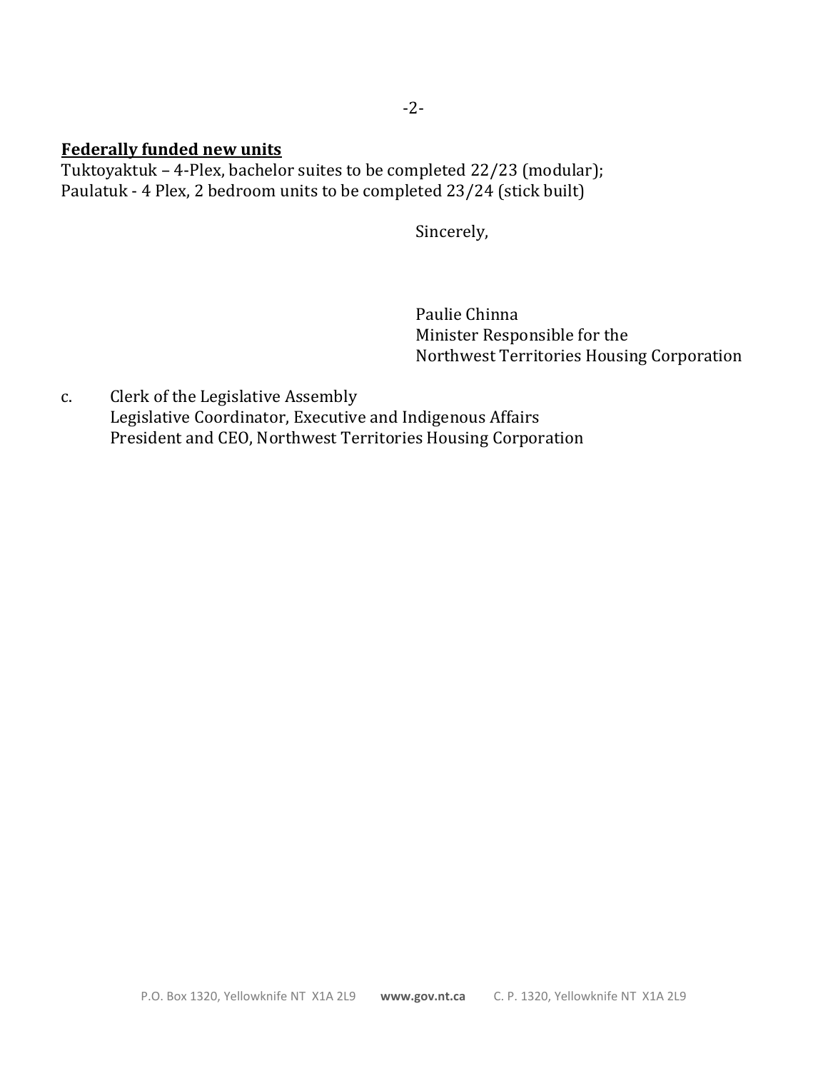**Federally funded new units**

Tuktoyaktuk – 4-Plex, bachelor suites to be completed 22/23 (modular);
Paulatuk - 4 Plex, 2 bedroom units to be completed 23/24 (stick built)

Sincerely,

Paulie Chinna
Minister Responsible for the
Northwest Territories Housing Corporation

c. Clerk of the Legislative Assembly
Legislative Coordinator, Executive and Indigenous Affairs
President and CEO, Northwest Territories Housing Corporation

P.O. Box 1320, Yellowknife NT X1A 2L9 **www.gov.nt.ca** C. P. 1320, Yellowknife NT X1A 2L9